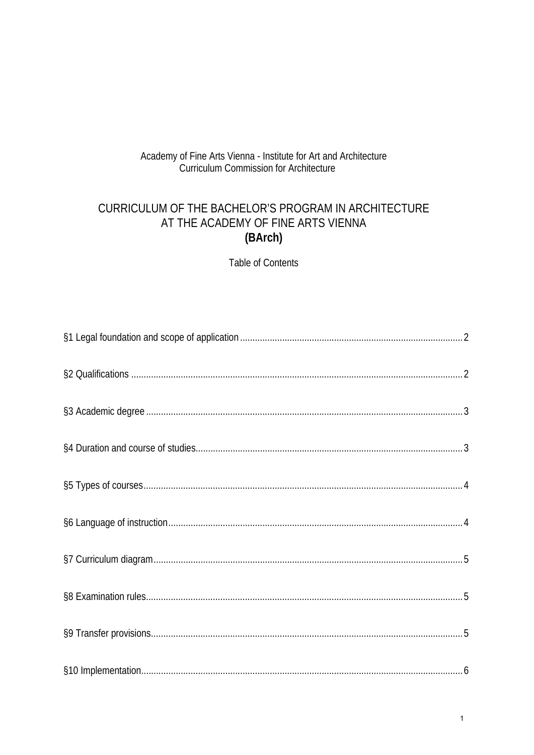Academy of Fine Arts Vienna - Institute for Art and Architecture
Curriculum Commission for Architecture

# CURRICULUM OF THE BACHELOR'S PROGRAM IN ARCHITECTURE AT THE ACADEMY OF FINE ARTS VIENNA **(BArch)**

Table of Contents

§1 Legal foundation and scope of application .......... 2

§2 Qualifications .......... 2

§3 Academic degree .......... 3

§4 Duration and course of studies .......... 3

§5 Types of courses .......... 4

§6 Language of instruction .......... 4

§7 Curriculum diagram .......... 5

§8 Examination rules .......... 5

§9 Transfer provisions .......... 5

§10 Implementation .......... 6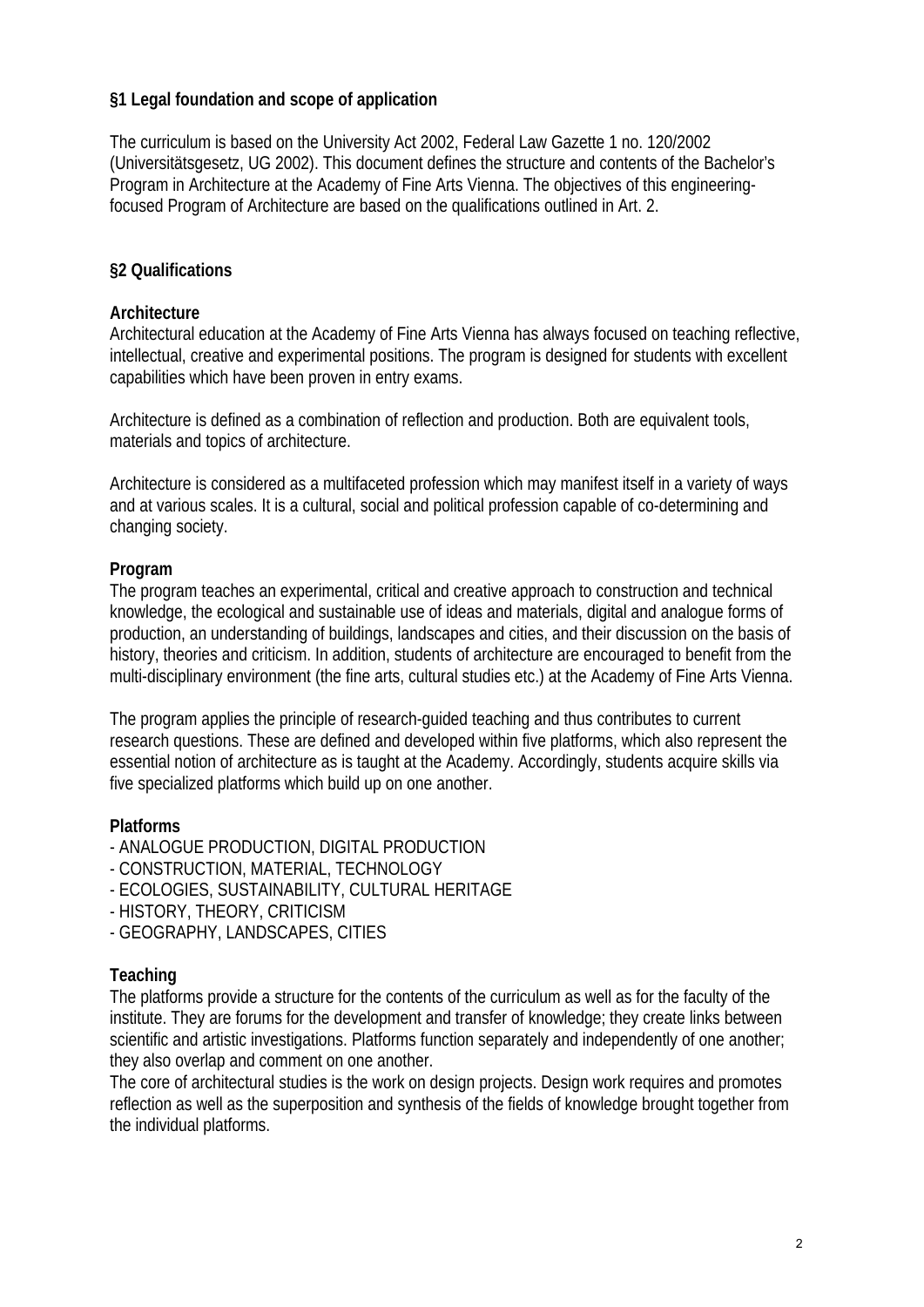## §1 Legal foundation and scope of application

The curriculum is based on the University Act 2002, Federal Law Gazette 1 no. 120/2002 (Universitätsgesetz, UG 2002). This document defines the structure and contents of the Bachelor's Program in Architecture at the Academy of Fine Arts Vienna. The objectives of this engineering-focused Program of Architecture are based on the qualifications outlined in Art. 2.

## §2 Qualifications

### Architecture

Architectural education at the Academy of Fine Arts Vienna has always focused on teaching reflective, intellectual, creative and experimental positions. The program is designed for students with excellent capabilities which have been proven in entry exams.

Architecture is defined as a combination of reflection and production. Both are equivalent tools, materials and topics of architecture.

Architecture is considered as a multifaceted profession which may manifest itself in a variety of ways and at various scales. It is a cultural, social and political profession capable of co-determining and changing society.

### Program

The program teaches an experimental, critical and creative approach to construction and technical knowledge, the ecological and sustainable use of ideas and materials, digital and analogue forms of production, an understanding of buildings, landscapes and cities, and their discussion on the basis of history, theories and criticism. In addition, students of architecture are encouraged to benefit from the multi-disciplinary environment (the fine arts, cultural studies etc.) at the Academy of Fine Arts Vienna.

The program applies the principle of research-guided teaching and thus contributes to current research questions. These are defined and developed within five platforms, which also represent the essential notion of architecture as is taught at the Academy. Accordingly, students acquire skills via five specialized platforms which build up on one another.

### Platforms

- ANALOGUE PRODUCTION, DIGITAL PRODUCTION
- CONSTRUCTION, MATERIAL, TECHNOLOGY
- ECOLOGIES, SUSTAINABILITY, CULTURAL HERITAGE
- HISTORY, THEORY, CRITICISM
- GEOGRAPHY, LANDSCAPES, CITIES

### Teaching

The platforms provide a structure for the contents of the curriculum as well as for the faculty of the institute. They are forums for the development and transfer of knowledge; they create links between scientific and artistic investigations. Platforms function separately and independently of one another; they also overlap and comment on one another.
The core of architectural studies is the work on design projects. Design work requires and promotes reflection as well as the superposition and synthesis of the fields of knowledge brought together from the individual platforms.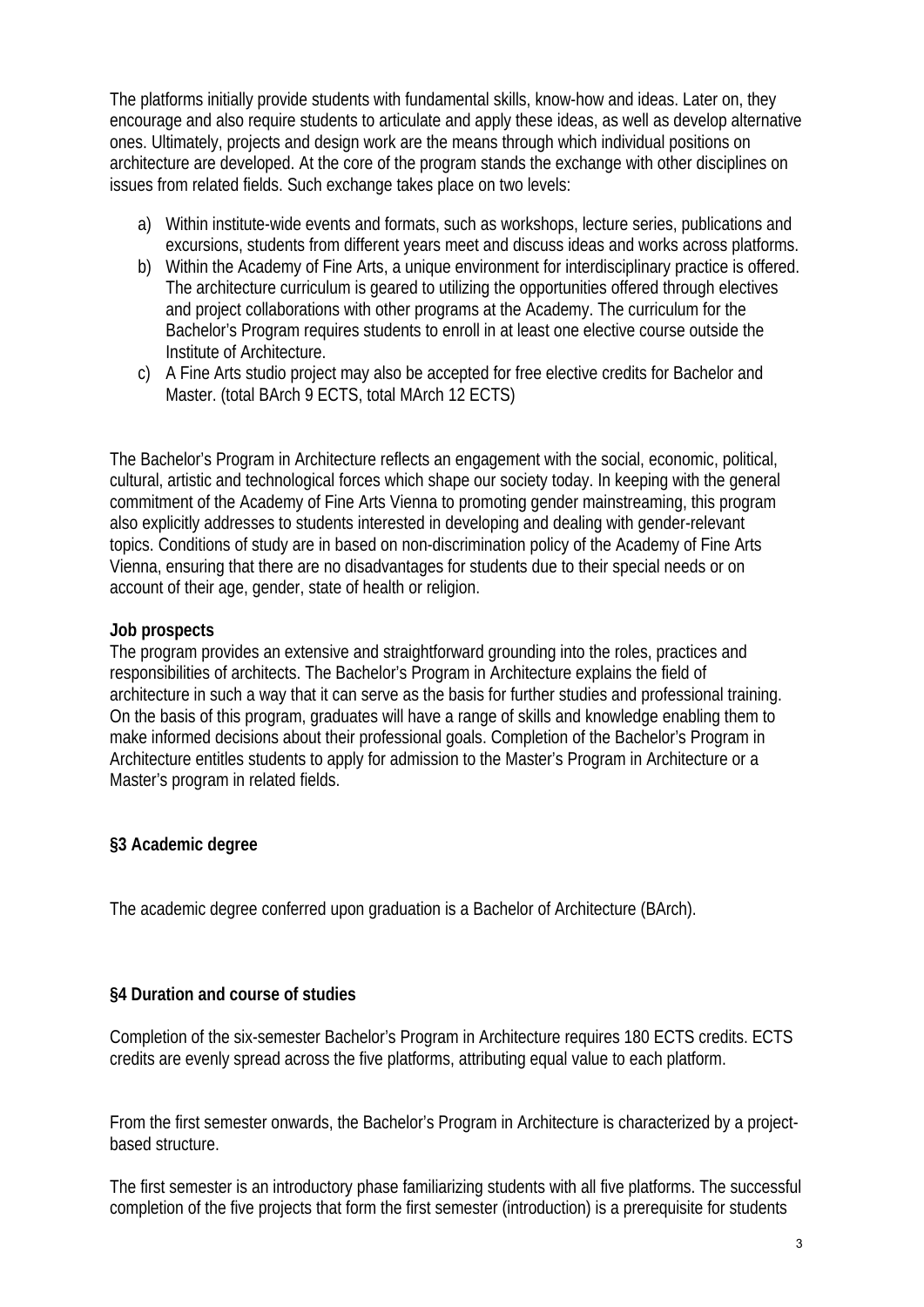The platforms initially provide students with fundamental skills, know-how and ideas. Later on, they encourage and also require students to articulate and apply these ideas, as well as develop alternative ones. Ultimately, projects and design work are the means through which individual positions on architecture are developed. At the core of the program stands the exchange with other disciplines on issues from related fields. Such exchange takes place on two levels:

a) Within institute-wide events and formats, such as workshops, lecture series, publications and excursions, students from different years meet and discuss ideas and works across platforms.
b) Within the Academy of Fine Arts, a unique environment for interdisciplinary practice is offered. The architecture curriculum is geared to utilizing the opportunities offered through electives and project collaborations with other programs at the Academy. The curriculum for the Bachelor's Program requires students to enroll in at least one elective course outside the Institute of Architecture.
c) A Fine Arts studio project may also be accepted for free elective credits for Bachelor and Master. (total BArch 9 ECTS, total MArch 12 ECTS)

The Bachelor's Program in Architecture reflects an engagement with the social, economic, political, cultural, artistic and technological forces which shape our society today. In keeping with the general commitment of the Academy of Fine Arts Vienna to promoting gender mainstreaming, this program also explicitly addresses to students interested in developing and dealing with gender-relevant topics. Conditions of study are in based on non-discrimination policy of the Academy of Fine Arts Vienna, ensuring that there are no disadvantages for students due to their special needs or on account of their age, gender, state of health or religion.

**Job prospects**

The program provides an extensive and straightforward grounding into the roles, practices and responsibilities of architects. The Bachelor's Program in Architecture explains the field of architecture in such a way that it can serve as the basis for further studies and professional training. On the basis of this program, graduates will have a range of skills and knowledge enabling them to make informed decisions about their professional goals. Completion of the Bachelor's Program in Architecture entitles students to apply for admission to the Master's Program in Architecture or a Master's program in related fields.

## §3 Academic degree

The academic degree conferred upon graduation is a Bachelor of Architecture (BArch).

## §4 Duration and course of studies

Completion of the six-semester Bachelor's Program in Architecture requires 180 ECTS credits. ECTS credits are evenly spread across the five platforms, attributing equal value to each platform.

From the first semester onwards, the Bachelor's Program in Architecture is characterized by a project-based structure.

The first semester is an introductory phase familiarizing students with all five platforms. The successful completion of the five projects that form the first semester (introduction) is a prerequisite for students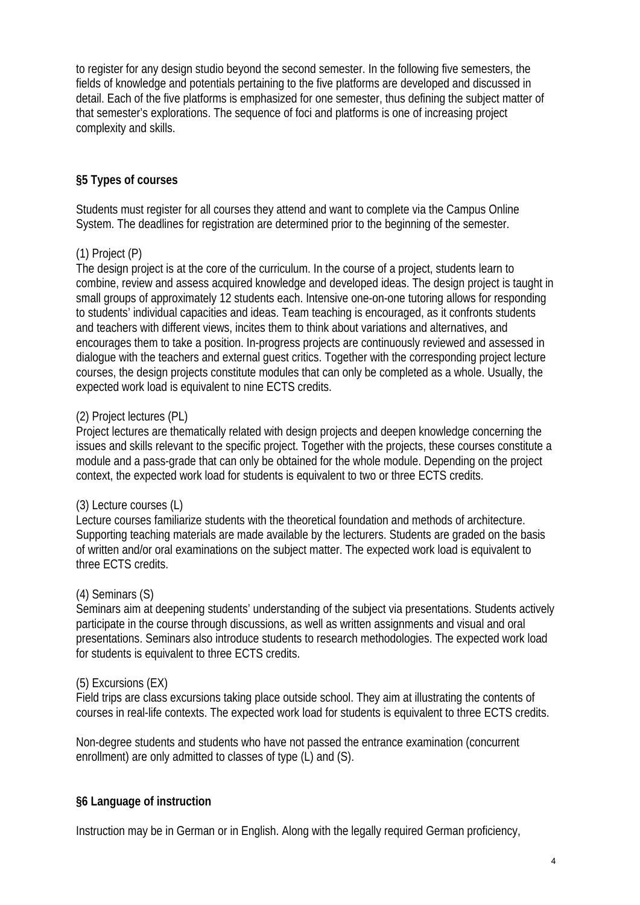to register for any design studio beyond the second semester. In the following five semesters, the fields of knowledge and potentials pertaining to the five platforms are developed and discussed in detail. Each of the five platforms is emphasized for one semester, thus defining the subject matter of that semester's explorations. The sequence of foci and platforms is one of increasing project complexity and skills.

## §5 Types of courses

Students must register for all courses they attend and want to complete via the Campus Online System. The deadlines for registration are determined prior to the beginning of the semester.

(1) Project (P)
The design project is at the core of the curriculum. In the course of a project, students learn to combine, review and assess acquired knowledge and developed ideas. The design project is taught in small groups of approximately 12 students each. Intensive one-on-one tutoring allows for responding to students' individual capacities and ideas. Team teaching is encouraged, as it confronts students and teachers with different views, incites them to think about variations and alternatives, and encourages them to take a position. In-progress projects are continuously reviewed and assessed in dialogue with the teachers and external guest critics. Together with the corresponding project lecture courses, the design projects constitute modules that can only be completed as a whole. Usually, the expected work load is equivalent to nine ECTS credits.

(2) Project lectures (PL)
Project lectures are thematically related with design projects and deepen knowledge concerning the issues and skills relevant to the specific project. Together with the projects, these courses constitute a module and a pass-grade that can only be obtained for the whole module. Depending on the project context, the expected work load for students is equivalent to two or three ECTS credits.

(3) Lecture courses (L)
Lecture courses familiarize students with the theoretical foundation and methods of architecture. Supporting teaching materials are made available by the lecturers. Students are graded on the basis of written and/or oral examinations on the subject matter. The expected work load is equivalent to three ECTS credits.

(4) Seminars (S)
Seminars aim at deepening students' understanding of the subject via presentations. Students actively participate in the course through discussions, as well as written assignments and visual and oral presentations. Seminars also introduce students to research methodologies. The expected work load for students is equivalent to three ECTS credits.

(5) Excursions (EX)
Field trips are class excursions taking place outside school. They aim at illustrating the contents of courses in real-life contexts. The expected work load for students is equivalent to three ECTS credits.

Non-degree students and students who have not passed the entrance examination (concurrent enrollment) are only admitted to classes of type (L) and (S).

## §6 Language of instruction

Instruction may be in German or in English. Along with the legally required German proficiency,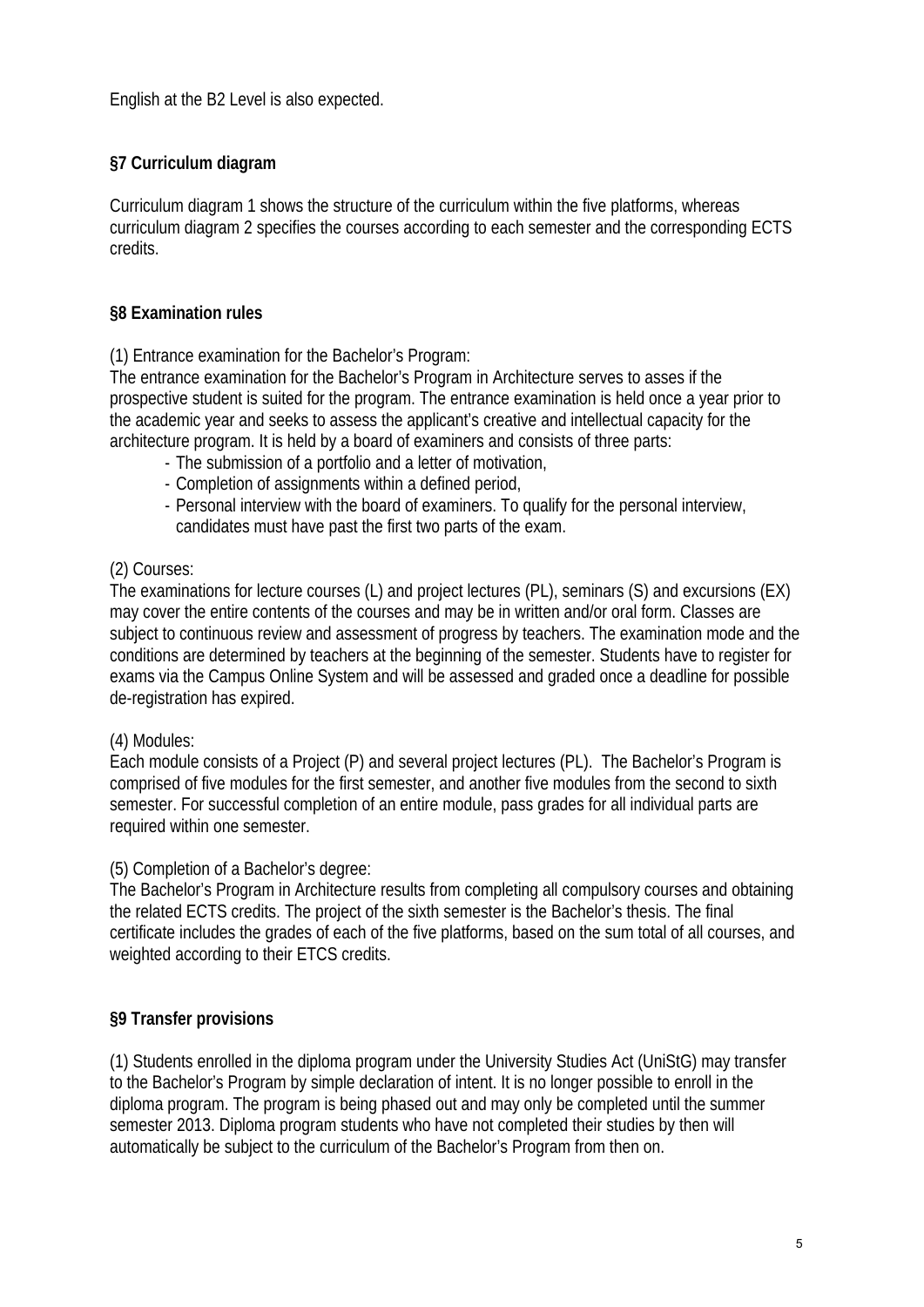English at the B2 Level is also expected.

## §7 Curriculum diagram

Curriculum diagram 1 shows the structure of the curriculum within the five platforms, whereas curriculum diagram 2 specifies the courses according to each semester and the corresponding ECTS credits.

## §8 Examination rules

(1) Entrance examination for the Bachelor's Program:
The entrance examination for the Bachelor's Program in Architecture serves to asses if the prospective student is suited for the program. The entrance examination is held once a year prior to the academic year and seeks to assess the applicant's creative and intellectual capacity for the architecture program. It is held by a board of examiners and consists of three parts:

- The submission of a portfolio and a letter of motivation,
- Completion of assignments within a defined period,
- Personal interview with the board of examiners. To qualify for the personal interview, candidates must have past the first two parts of the exam.

(2) Courses:
The examinations for lecture courses (L) and project lectures (PL), seminars (S) and excursions (EX) may cover the entire contents of the courses and may be in written and/or oral form. Classes are subject to continuous review and assessment of progress by teachers. The examination mode and the conditions are determined by teachers at the beginning of the semester. Students have to register for exams via the Campus Online System and will be assessed and graded once a deadline for possible de-registration has expired.

(4) Modules:
Each module consists of a Project (P) and several project lectures (PL). The Bachelor's Program is comprised of five modules for the first semester, and another five modules from the second to sixth semester. For successful completion of an entire module, pass grades for all individual parts are required within one semester.

(5) Completion of a Bachelor's degree:
The Bachelor's Program in Architecture results from completing all compulsory courses and obtaining the related ECTS credits. The project of the sixth semester is the Bachelor's thesis. The final certificate includes the grades of each of the five platforms, based on the sum total of all courses, and weighted according to their ETCS credits.

## §9 Transfer provisions

(1) Students enrolled in the diploma program under the University Studies Act (UniStG) may transfer to the Bachelor's Program by simple declaration of intent. It is no longer possible to enroll in the diploma program. The program is being phased out and may only be completed until the summer semester 2013. Diploma program students who have not completed their studies by then will automatically be subject to the curriculum of the Bachelor's Program from then on.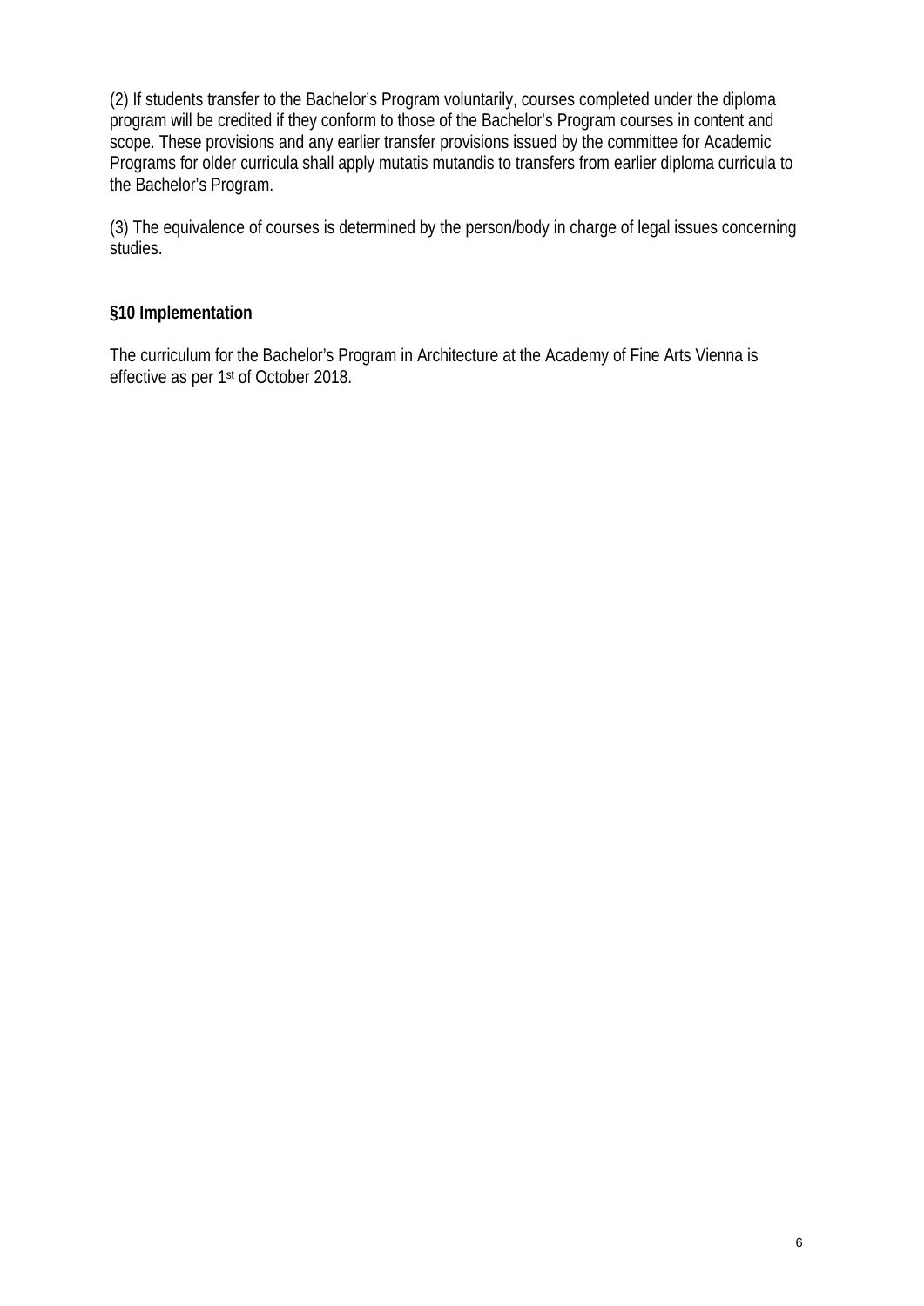(2) If students transfer to the Bachelor's Program voluntarily, courses completed under the diploma program will be credited if they conform to those of the Bachelor's Program courses in content and scope. These provisions and any earlier transfer provisions issued by the committee for Academic Programs for older curricula shall apply mutatis mutandis to transfers from earlier diploma curricula to the Bachelor's Program.

(3) The equivalence of courses is determined by the person/body in charge of legal issues concerning studies.

### §10 Implementation

The curriculum for the Bachelor's Program in Architecture at the Academy of Fine Arts Vienna is effective as per 1st of October 2018.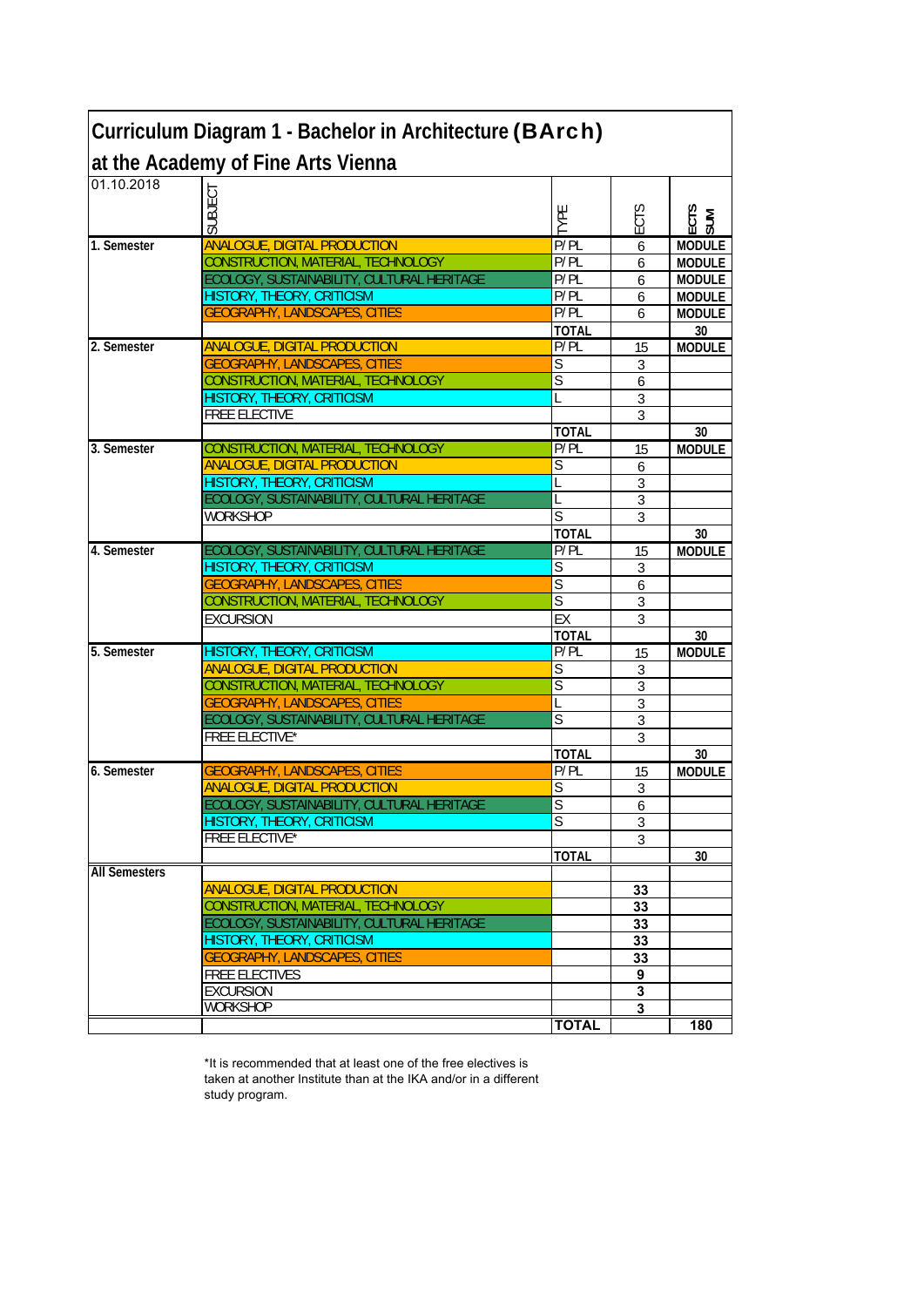# Curriculum Diagram 1 - Bachelor in Architecture (BArch) at the Academy of Fine Arts Vienna

| 01.10.2018 | SUBJECT | TYPE | ECTS | ECTS SUM |
|---|---|---|---|---|
| 1. Semester | ANALOGUE, DIGITAL PRODUCTION | P/ PL | 6 | MODULE |
| | CONSTRUCTION, MATERIAL, TECHNOLOGY | P/ PL | 6 | MODULE |
| | ECOLOGY, SUSTAINABILITY, CULTURAL HERITAGE | P/ PL | 6 | MODULE |
| | HISTORY, THEORY, CRITICISM | P/ PL | 6 | MODULE |
| | GEOGRAPHY, LANDSCAPES, CITIES | P/ PL | 6 | MODULE |
| | | TOTAL | | 30 |
| 2. Semester | ANALOGUE, DIGITAL PRODUCTION | P/ PL | 15 | MODULE |
| | GEOGRAPHY, LANDSCAPES, CITIES | S | 3 | |
| | CONSTRUCTION, MATERIAL, TECHNOLOGY | S | 6 | |
| | HISTORY, THEORY, CRITICISM | L | 3 | |
| | FREE ELECTIVE | | 3 | |
| | | TOTAL | | 30 |
| 3. Semester | CONSTRUCTION, MATERIAL, TECHNOLOGY | P/ PL | 15 | MODULE |
| | ANALOGUE, DIGITAL PRODUCTION | S | 6 | |
| | HISTORY, THEORY, CRITICISM | L | 3 | |
| | ECOLOGY, SUSTAINABILITY, CULTURAL HERITAGE | L | 3 | |
| | WORKSHOP | S | 3 | |
| | | TOTAL | | 30 |
| 4. Semester | ECOLOGY, SUSTAINABILITY, CULTURAL HERITAGE | P/ PL | 15 | MODULE |
| | HISTORY, THEORY, CRITICISM | S | 3 | |
| | GEOGRAPHY, LANDSCAPES, CITIES | S | 6 | |
| | CONSTRUCTION, MATERIAL, TECHNOLOGY | S | 3 | |
| | EXCURSION | EX | 3 | |
| | | TOTAL | | 30 |
| 5. Semester | HISTORY, THEORY, CRITICISM | P/ PL | 15 | MODULE |
| | ANALOGUE, DIGITAL PRODUCTION | S | 3 | |
| | CONSTRUCTION, MATERIAL, TECHNOLOGY | S | 3 | |
| | GEOGRAPHY, LANDSCAPES, CITIES | L | 3 | |
| | ECOLOGY, SUSTAINABILITY, CULTURAL HERITAGE | S | 3 | |
| | FREE ELECTIVE* | | 3 | |
| | | TOTAL | | 30 |
| 6. Semester | GEOGRAPHY, LANDSCAPES, CITIES | P/ PL | 15 | MODULE |
| | ANALOGUE, DIGITAL PRODUCTION | S | 3 | |
| | ECOLOGY, SUSTAINABILITY, CULTURAL HERITAGE | S | 6 | |
| | HISTORY, THEORY, CRITICISM | S | 3 | |
| | FREE ELECTIVE* | | 3 | |
| | | TOTAL | | 30 |
| All Semesters | | | | |
| | ANALOGUE, DIGITAL PRODUCTION | | 33 | |
| | CONSTRUCTION, MATERIAL, TECHNOLOGY | | 33 | |
| | ECOLOGY, SUSTAINABILITY, CULTURAL HERITAGE | | 33 | |
| | HISTORY, THEORY, CRITICISM | | 33 | |
| | GEOGRAPHY, LANDSCAPES, CITIES | | 33 | |
| | FREE ELECTIVES | | 9 | |
| | EXCURSION | | 3 | |
| | WORKSHOP | | 3 | |
| | | TOTAL | | 180 |

*It is recommended that at least one of the free electives is taken at another Institute than at the IKA and/or in a different study program.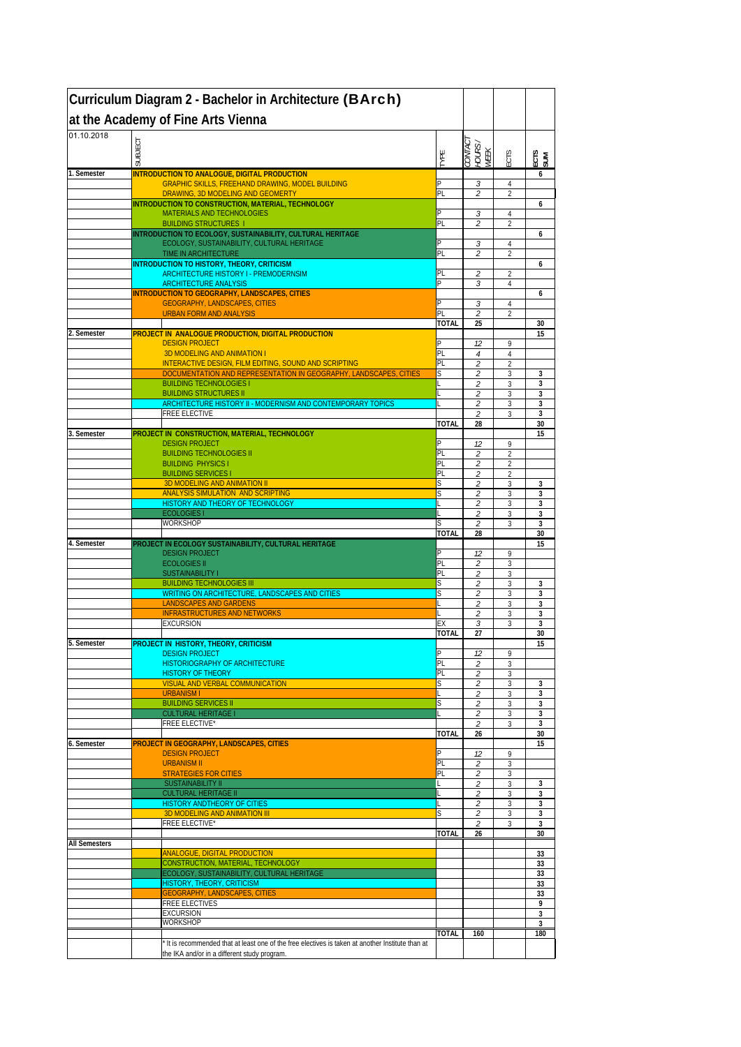# Curriculum Diagram 2 - Bachelor in Architecture (BArch)

## at the Academy of Fine Arts Vienna

| 01.10.2018 | SUBJECT | TYPE | CONTACT HOURS / WEEK | ECTS | ECTS SUM |
|---|---|---|---|---|---|
| 1. Semester | INTRODUCTION TO ANALOGUE, DIGITAL PRODUCTION | | | | 6 |
| | GRAPHIC SKILLS, FREEHAND DRAWING, MODEL BUILDING | P | 3 | 4 | |
| | DRAWING, 3D MODELING AND GEOMETRY | PL | 2 | 2 | |
| | INTRODUCTION TO CONSTRUCTION, MATERIAL, TECHNOLOGY | | | | 6 |
| | MATERIALS AND TECHNOLOGIES | P | 3 | 4 | |
| | BUILDING STRUCTURES I | PL | 2 | 2 | |
| | INTRODUCTION TO ECOLOGY, SUSTAINABILITY, CULTURAL HERITAGE | | | | 6 |
| | ECOLOGY, SUSTAINABILITY, CULTURAL HERITAGE | P | 3 | 4 | |
| | TIME IN ARCHITECTURE | PL | 2 | 2 | |
| | INTRODUCTION TO HISTORY, THEORY, CRITICISM | | | | 6 |
| | ARCHITECTURE HISTORY I - PREMODERNSIM | PL | 2 | 2 | |
| | ARCHITECTURE ANALYSIS | P | 3 | 4 | |
| | INTRODUCTION TO GEOGRAPHY, LANDSCAPES, CITIES | | | | 6 |
| | GEOGRAPHY, LANDSCAPES, CITIES | P | 3 | 4 | |
| | URBAN FORM AND ANALYSIS | PL | 2 | 2 | |
| | | TOTAL | 25 | | 30 |
| 2. Semester | PROJECT IN ANALOGUE PRODUCTION, DIGITAL PRODUCTION | | | | 15 |
| | DESIGN PROJECT | P | 12 | 9 | |
| | 3D MODELING AND ANIMATION I | PL | 4 | 4 | |
| | INTERACTIVE DESIGN, FILM EDITING, SOUND AND SCRIPTING | PL | 2 | 2 | |
| | DOCUMENTATION AND REPRESENTATION IN GEOGRAPHY, LANDSCAPES, CITIES | S | 2 | 3 | 3 |
| | BUILDING TECHNOLOGIES I | L | 2 | 3 | 3 |
| | BUILDING STRUCTURES II | L | 2 | 3 | 3 |
| | ARCHITECTURE HISTORY II - MODERNISM AND CONTEMPORARY TOPICS | L | 2 | 3 | 3 |
| | FREE ELECTIVE | | 2 | 3 | 3 |
| | | TOTAL | 28 | | 30 |
| 3. Semester | PROJECT IN CONSTRUCTION, MATERIAL, TECHNOLOGY | | | | 15 |
| | DESIGN PROJECT | P | 12 | 9 | |
| | BUILDING TECHNOLOGIES II | PL | 2 | 2 | |
| | BUILDING PHYSICS I | PL | 2 | 2 | |
| | BUILDING SERVICES I | PL | 2 | 2 | |
| | 3D MODELING AND ANIMATION II | S | 2 | 3 | 3 |
| | ANALYSIS SIMULATION AND SCRIPTING | S | 2 | 3 | 3 |
| | HISTORY AND THEORY OF TECHNOLOGY | L | 2 | 3 | 3 |
| | ECOLOGIES I | L | 2 | 3 | 3 |
| | WORKSHOP | S | 2 | 3 | 3 |
| | | TOTAL | 28 | | 30 |
| 4. Semester | PROJECT IN ECOLOGY SUSTAINABILITY, CULTURAL HERITAGE | | | | 15 |
| | DESIGN PROJECT | P | 12 | 9 | |
| | ECOLOGIES II | PL | 2 | 3 | |
| | SUSTAINABILITY I | PL | 2 | 3 | |
| | BUILDING TECHNOLOGIES III | S | 2 | 3 | 3 |
| | WRITING ON ARCHITECTURE, LANDSCAPES AND CITIES | S | 2 | 3 | 3 |
| | LANDSCAPES AND GARDENS | L | 2 | 3 | 3 |
| | INFRASTRUCTURES AND NETWORKS | L | 2 | 3 | 3 |
| | EXCURSION | EX | 3 | 3 | 3 |
| | | TOTAL | 27 | | 30 |
| 5. Semester | PROJECT IN HISTORY, THEORY, CRITICISM | | | | 15 |
| | DESIGN PROJECT | P | 12 | 9 | |
| | HISTORIOGRAPHY OF ARCHITECTURE | PL | 2 | 3 | |
| | HISTORY OF THEORY | PL | 2 | 3 | |
| | VISUAL AND VERBAL COMMUNICATION | S | 2 | 3 | 3 |
| | URBANISM I | L | 2 | 3 | 3 |
| | BUILDING SERVICES II | S | 2 | 3 | 3 |
| | CULTURAL HERITAGE I | L | 2 | 3 | 3 |
| | FREE ELECTIVE* | | 2 | 3 | 3 |
| | | TOTAL | 26 | | 30 |
| 6. Semester | PROJECT IN GEOGRAPHY, LANDSCAPES, CITIES | | | | 15 |
| | DESIGN PROJECT | P | 12 | 9 | |
| | URBANISM II | PL | 2 | 3 | |
| | STRATEGIES FOR CITIES | PL | 2 | 3 | |
| | SUSTAINABILITY II | L | 2 | 3 | 3 |
| | CULTURAL HERITAGE II | L | 2 | 3 | 3 |
| | HISTORY ANDTHEORY OF CITIES | L | 2 | 3 | 3 |
| | 3D MODELING AND ANIMATION III | S | 2 | 3 | 3 |
| | FREE ELECTIVE* | | 2 | 3 | 3 |
| | | TOTAL | 26 | | 30 |
| All Semesters | | | | | |
| | ANALOGUE, DIGITAL PRODUCTION | | | | 33 |
| | CONSTRUCTION, MATERIAL, TECHNOLOGY | | | | 33 |
| | ECOLOGY, SUSTAINABILITY, CULTURAL HERITAGE | | | | 33 |
| | HISTORY, THEORY, CRITICISM | | | | 33 |
| | GEOGRAPHY, LANDSCAPES, CITIES | | | | 33 |
| | FREE ELECTIVES | | | | 9 |
| | EXCURSION | | | | 3 |
| | WORKSHOP | | | | 3 |
| | | TOTAL | 160 | | 180 |
| | * It is recommended that at least one of the free electives is taken at another Institute than at the IKA and/or in a different study program. | | | | |